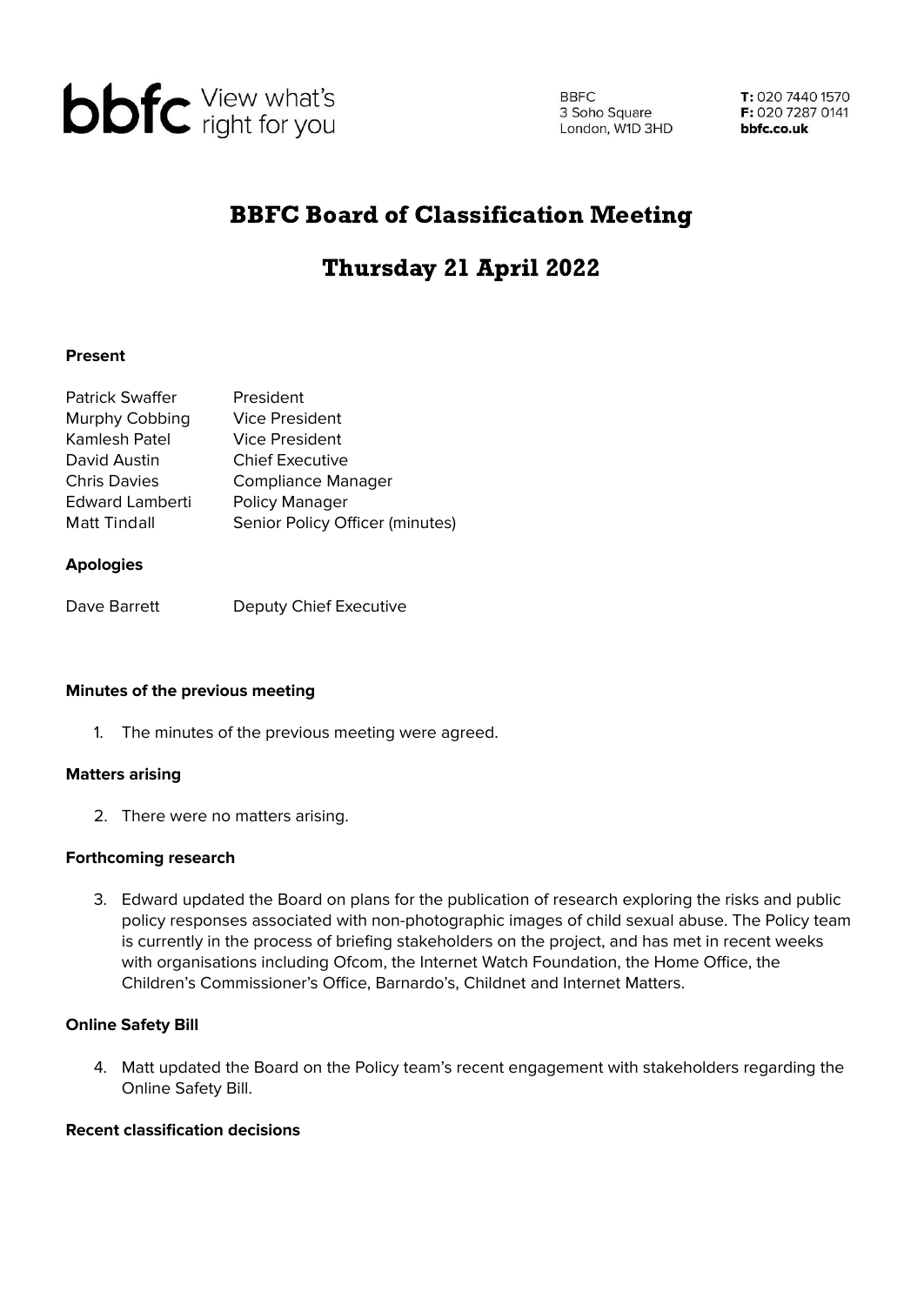bbfc View what's right for you

BBFC
3 Soho Square
London, W1D 3HD

**T:** 020 7440 1570
**F:** 020 7287 0141
**bbfc.co.uk**

# BBFC Board of Classification Meeting

# Thursday 21 April 2022

**Present**

| | |
|---|---|
| Patrick Swaffer | President |
| Murphy Cobbing | Vice President |
| Kamlesh Patel | Vice President |
| David Austin | Chief Executive |
| Chris Davies | Compliance Manager |
| Edward Lamberti | Policy Manager |
| Matt Tindall | Senior Policy Officer (minutes) |

**Apologies**

| | |
|---|---|
| Dave Barrett | Deputy Chief Executive |

**Minutes of the previous meeting**

1. The minutes of the previous meeting were agreed.

**Matters arising**

2. There were no matters arising.

**Forthcoming research**

3. Edward updated the Board on plans for the publication of research exploring the risks and public policy responses associated with non-photographic images of child sexual abuse. The Policy team is currently in the process of briefing stakeholders on the project, and has met in recent weeks with organisations including Ofcom, the Internet Watch Foundation, the Home Office, the Children's Commissioner's Office, Barnardo's, Childnet and Internet Matters.

**Online Safety Bill**

4. Matt updated the Board on the Policy team's recent engagement with stakeholders regarding the Online Safety Bill.

**Recent classification decisions**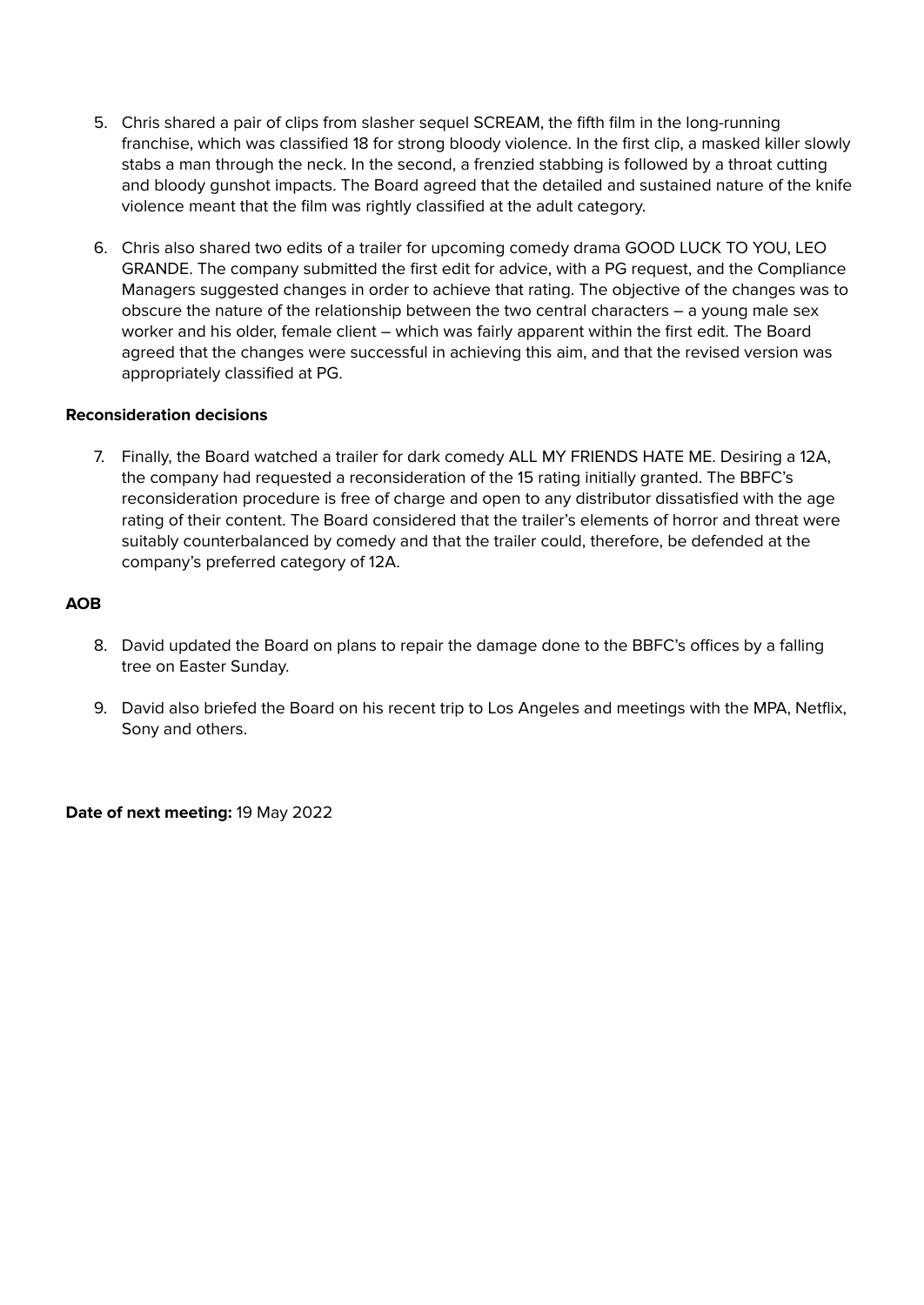5. Chris shared a pair of clips from slasher sequel SCREAM, the fifth film in the long-running franchise, which was classified 18 for strong bloody violence. In the first clip, a masked killer slowly stabs a man through the neck. In the second, a frenzied stabbing is followed by a throat cutting and bloody gunshot impacts. The Board agreed that the detailed and sustained nature of the knife violence meant that the film was rightly classified at the adult category.

6. Chris also shared two edits of a trailer for upcoming comedy drama GOOD LUCK TO YOU, LEO GRANDE. The company submitted the first edit for advice, with a PG request, and the Compliance Managers suggested changes in order to achieve that rating. The objective of the changes was to obscure the nature of the relationship between the two central characters – a young male sex worker and his older, female client – which was fairly apparent within the first edit. The Board agreed that the changes were successful in achieving this aim, and that the revised version was appropriately classified at PG.

**Reconsideration decisions**

7. Finally, the Board watched a trailer for dark comedy ALL MY FRIENDS HATE ME. Desiring a 12A, the company had requested a reconsideration of the 15 rating initially granted. The BBFC's reconsideration procedure is free of charge and open to any distributor dissatisfied with the age rating of their content. The Board considered that the trailer's elements of horror and threat were suitably counterbalanced by comedy and that the trailer could, therefore, be defended at the company's preferred category of 12A.

**AOB**

8. David updated the Board on plans to repair the damage done to the BBFC's offices by a falling tree on Easter Sunday.

9. David also briefed the Board on his recent trip to Los Angeles and meetings with the MPA, Netflix, Sony and others.

**Date of next meeting:** 19 May 2022